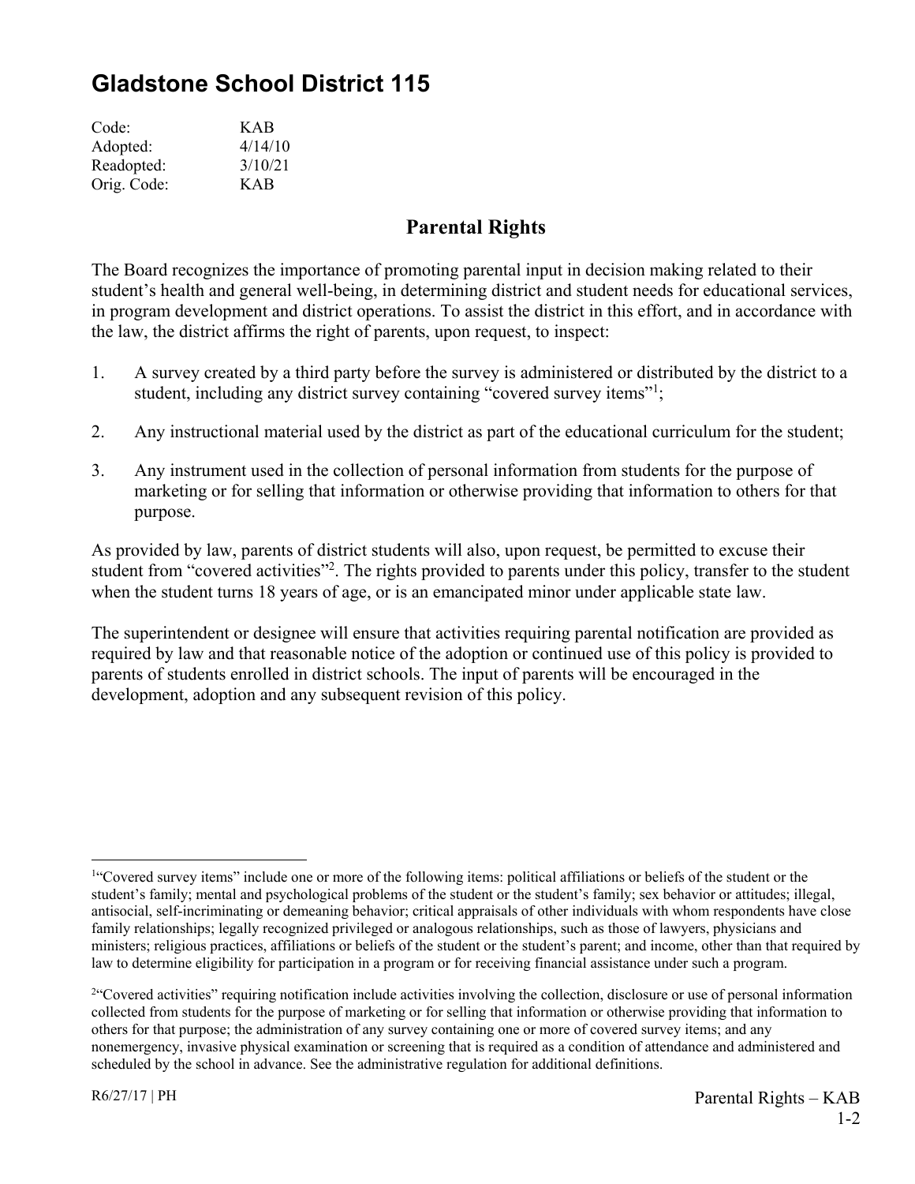# Gladstone School District 115

| | |
|---|---|
| Code: | KAB |
| Adopted: | 4/14/10 |
| Readopted: | 3/10/21 |
| Orig. Code: | KAB |

## Parental Rights

The Board recognizes the importance of promoting parental input in decision making related to their student's health and general well-being, in determining district and student needs for educational services, in program development and district operations. To assist the district in this effort, and in accordance with the law, the district affirms the right of parents, upon request, to inspect:

1. A survey created by a third party before the survey is administered or distributed by the district to a student, including any district survey containing "covered survey items"[1];
2. Any instructional material used by the district as part of the educational curriculum for the student;
3. Any instrument used in the collection of personal information from students for the purpose of marketing or for selling that information or otherwise providing that information to others for that purpose.

As provided by law, parents of district students will also, upon request, be permitted to excuse their student from "covered activities"[2]. The rights provided to parents under this policy, transfer to the student when the student turns 18 years of age, or is an emancipated minor under applicable state law.

The superintendent or designee will ensure that activities requiring parental notification are provided as required by law and that reasonable notice of the adoption or continued use of this policy is provided to parents of students enrolled in district schools. The input of parents will be encouraged in the development, adoption and any subsequent revision of this policy.

---

[1] "Covered survey items" include one or more of the following items: political affiliations or beliefs of the student or the student's family; mental and psychological problems of the student or the student's family; sex behavior or attitudes; illegal, antisocial, self-incriminating or demeaning behavior; critical appraisals of other individuals with whom respondents have close family relationships; legally recognized privileged or analogous relationships, such as those of lawyers, physicians and ministers; religious practices, affiliations or beliefs of the student or the student's parent; and income, other than that required by law to determine eligibility for participation in a program or for receiving financial assistance under such a program.

[2] "Covered activities" requiring notification include activities involving the collection, disclosure or use of personal information collected from students for the purpose of marketing or for selling that information or otherwise providing that information to others for that purpose; the administration of any survey containing one or more of covered survey items; and any nonemergency, invasive physical examination or screening that is required as a condition of attendance and administered and scheduled by the school in advance. See the administrative regulation for additional definitions.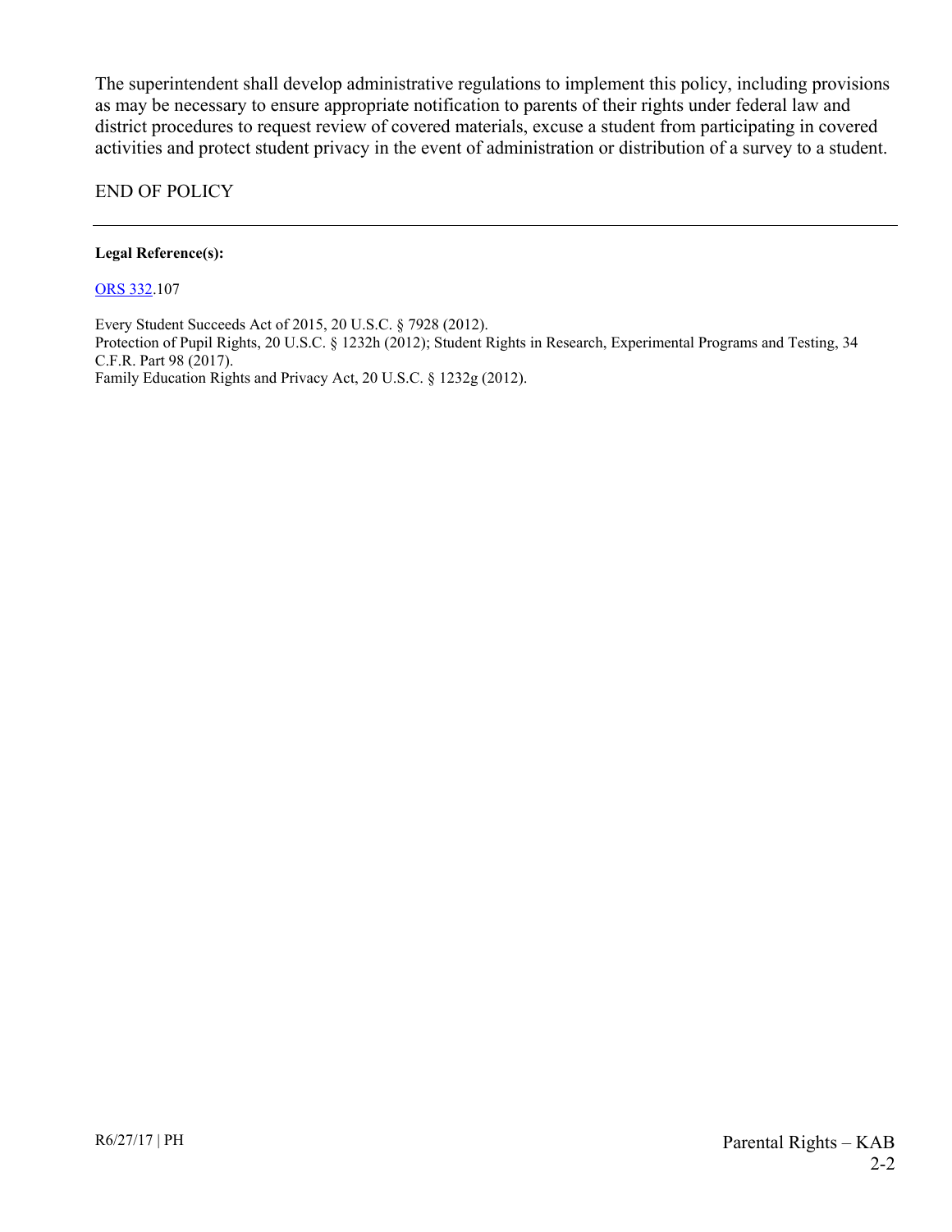The superintendent shall develop administrative regulations to implement this policy, including provisions as may be necessary to ensure appropriate notification to parents of their rights under federal law and district procedures to request review of covered materials, excuse a student from participating in covered activities and protect student privacy in the event of administration or distribution of a survey to a student.

END OF POLICY

---

**Legal Reference(s):**

ORS 332.107

Every Student Succeeds Act of 2015, 20 U.S.C. § 7928 (2012).
Protection of Pupil Rights, 20 U.S.C. § 1232h (2012); Student Rights in Research, Experimental Programs and Testing, 34 C.F.R. Part 98 (2017).
Family Education Rights and Privacy Act, 20 U.S.C. § 1232g (2012).

R6/27/17 | PH